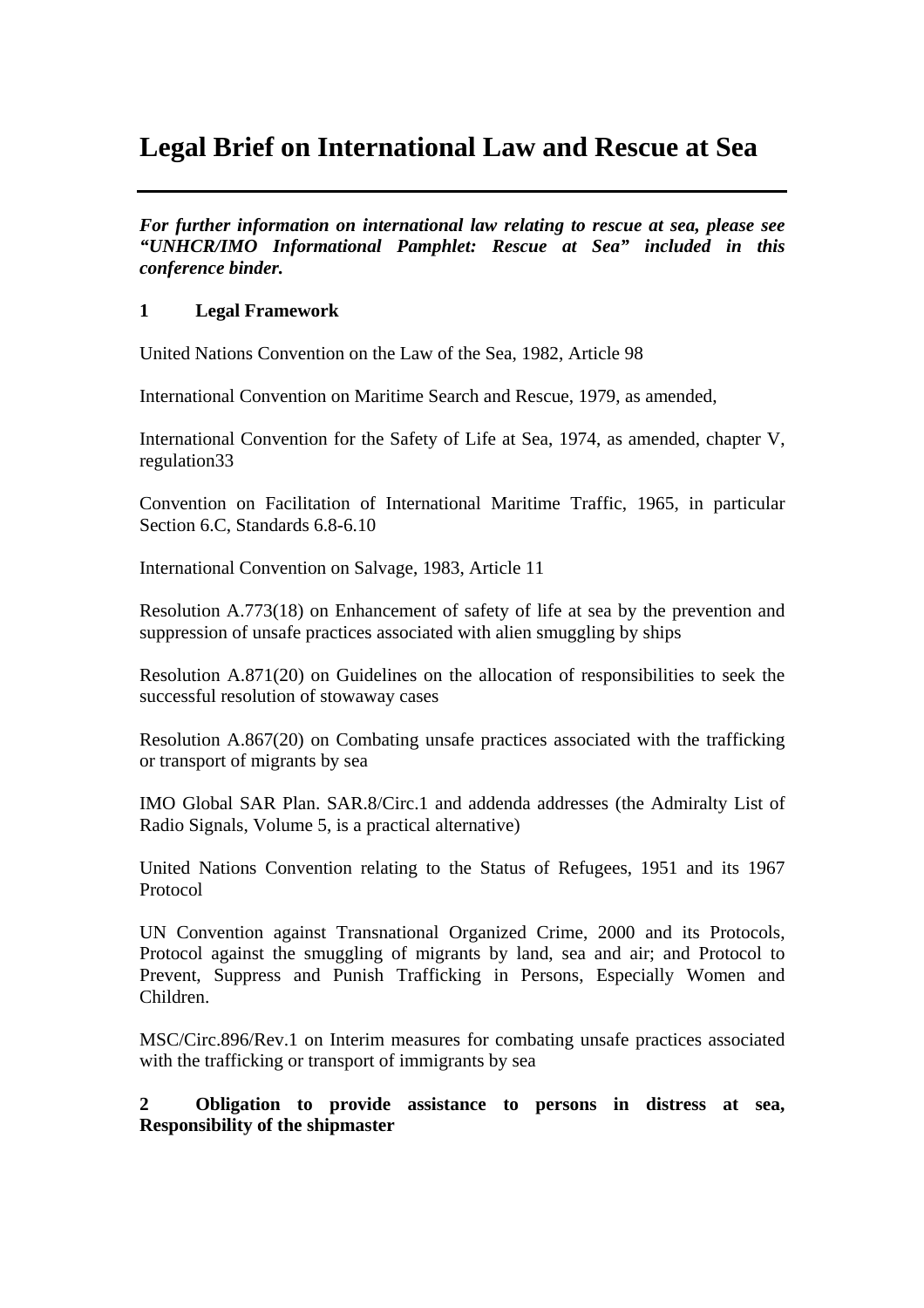# Legal Brief on International Law and Rescue at Sea

***For further information on international law relating to rescue at sea, please see "UNHCR/IMO Informational Pamphlet: Rescue at Sea" included in this conference binder.***

## 1 Legal Framework

United Nations Convention on the Law of the Sea, 1982, Article 98

International Convention on Maritime Search and Rescue, 1979, as amended,

International Convention for the Safety of Life at Sea, 1974, as amended, chapter V, regulation33

Convention on Facilitation of International Maritime Traffic, 1965, in particular Section 6.C, Standards 6.8-6.10

International Convention on Salvage, 1983, Article 11

Resolution A.773(18) on Enhancement of safety of life at sea by the prevention and suppression of unsafe practices associated with alien smuggling by ships

Resolution A.871(20) on Guidelines on the allocation of responsibilities to seek the successful resolution of stowaway cases

Resolution A.867(20) on Combating unsafe practices associated with the trafficking or transport of migrants by sea

IMO Global SAR Plan. SAR.8/Circ.1 and addenda addresses (the Admiralty List of Radio Signals, Volume 5, is a practical alternative)

United Nations Convention relating to the Status of Refugees, 1951 and its 1967 Protocol

UN Convention against Transnational Organized Crime, 2000 and its Protocols, Protocol against the smuggling of migrants by land, sea and air; and Protocol to Prevent, Suppress and Punish Trafficking in Persons, Especially Women and Children.

MSC/Circ.896/Rev.1 on Interim measures for combating unsafe practices associated with the trafficking or transport of immigrants by sea

## 2 Obligation to provide assistance to persons in distress at sea, Responsibility of the shipmaster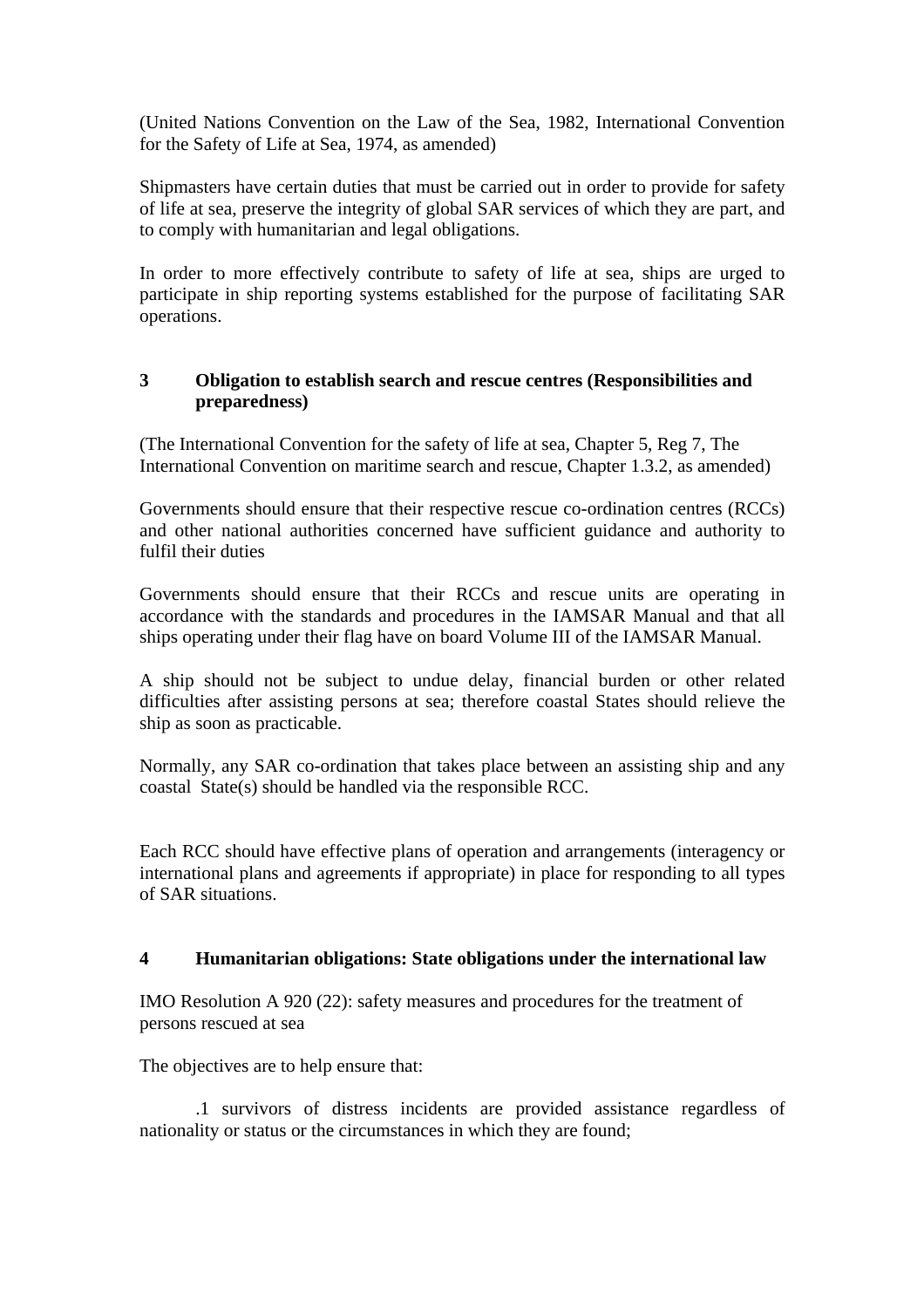(United Nations Convention on the Law of the Sea, 1982, International Convention for the Safety of Life at Sea, 1974, as amended)

Shipmasters have certain duties that must be carried out in order to provide for safety of life at sea, preserve the integrity of global SAR services of which they are part, and to comply with humanitarian and legal obligations.

In order to more effectively contribute to safety of life at sea, ships are urged to participate in ship reporting systems established for the purpose of facilitating SAR operations.

## 3 Obligation to establish search and rescue centres (Responsibilities and preparedness)

(The International Convention for the safety of life at sea, Chapter 5, Reg 7, The International Convention on maritime search and rescue, Chapter 1.3.2, as amended)

Governments should ensure that their respective rescue co-ordination centres (RCCs) and other national authorities concerned have sufficient guidance and authority to fulfil their duties

Governments should ensure that their RCCs and rescue units are operating in accordance with the standards and procedures in the IAMSAR Manual and that all ships operating under their flag have on board Volume III of the IAMSAR Manual.

A ship should not be subject to undue delay, financial burden or other related difficulties after assisting persons at sea; therefore coastal States should relieve the ship as soon as practicable.

Normally, any SAR co-ordination that takes place between an assisting ship and any coastal State(s) should be handled via the responsible RCC.

Each RCC should have effective plans of operation and arrangements (interagency or international plans and agreements if appropriate) in place for responding to all types of SAR situations.

## 4 Humanitarian obligations: State obligations under the international law

IMO Resolution A 920 (22): safety measures and procedures for the treatment of persons rescued at sea

The objectives are to help ensure that:

.1 survivors of distress incidents are provided assistance regardless of nationality or status or the circumstances in which they are found;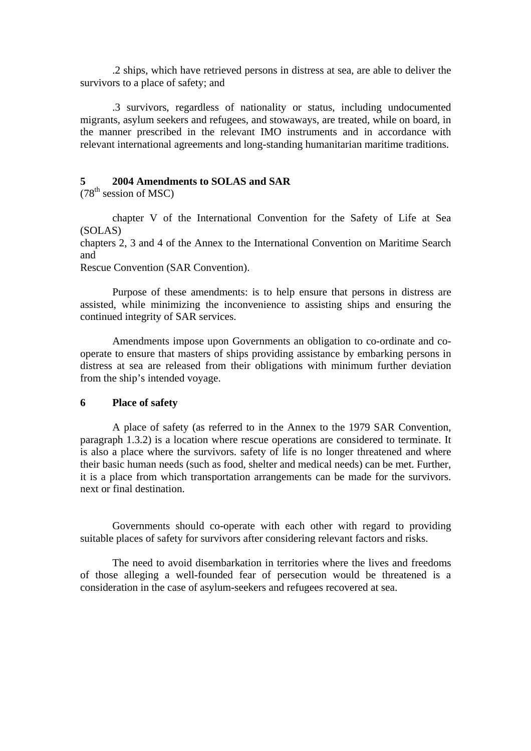.2 ships, which have retrieved persons in distress at sea, are able to deliver the survivors to a place of safety; and

.3 survivors, regardless of nationality or status, including undocumented migrants, asylum seekers and refugees, and stowaways, are treated, while on board, in the manner prescribed in the relevant IMO instruments and in accordance with relevant international agreements and long-standing humanitarian maritime traditions.

## 5 2004 Amendments to SOLAS and SAR

(78th session of MSC)

chapter V of the International Convention for the Safety of Life at Sea (SOLAS)
chapters 2, 3 and 4 of the Annex to the International Convention on Maritime Search and
Rescue Convention (SAR Convention).

Purpose of these amendments: is to help ensure that persons in distress are assisted, while minimizing the inconvenience to assisting ships and ensuring the continued integrity of SAR services.

Amendments impose upon Governments an obligation to co-ordinate and co-operate to ensure that masters of ships providing assistance by embarking persons in distress at sea are released from their obligations with minimum further deviation from the ship's intended voyage.

## 6 Place of safety

A place of safety (as referred to in the Annex to the 1979 SAR Convention, paragraph 1.3.2) is a location where rescue operations are considered to terminate. It is also a place where the survivors. safety of life is no longer threatened and where their basic human needs (such as food, shelter and medical needs) can be met. Further, it is a place from which transportation arrangements can be made for the survivors. next or final destination.

Governments should co-operate with each other with regard to providing suitable places of safety for survivors after considering relevant factors and risks.

The need to avoid disembarkation in territories where the lives and freedoms of those alleging a well-founded fear of persecution would be threatened is a consideration in the case of asylum-seekers and refugees recovered at sea.